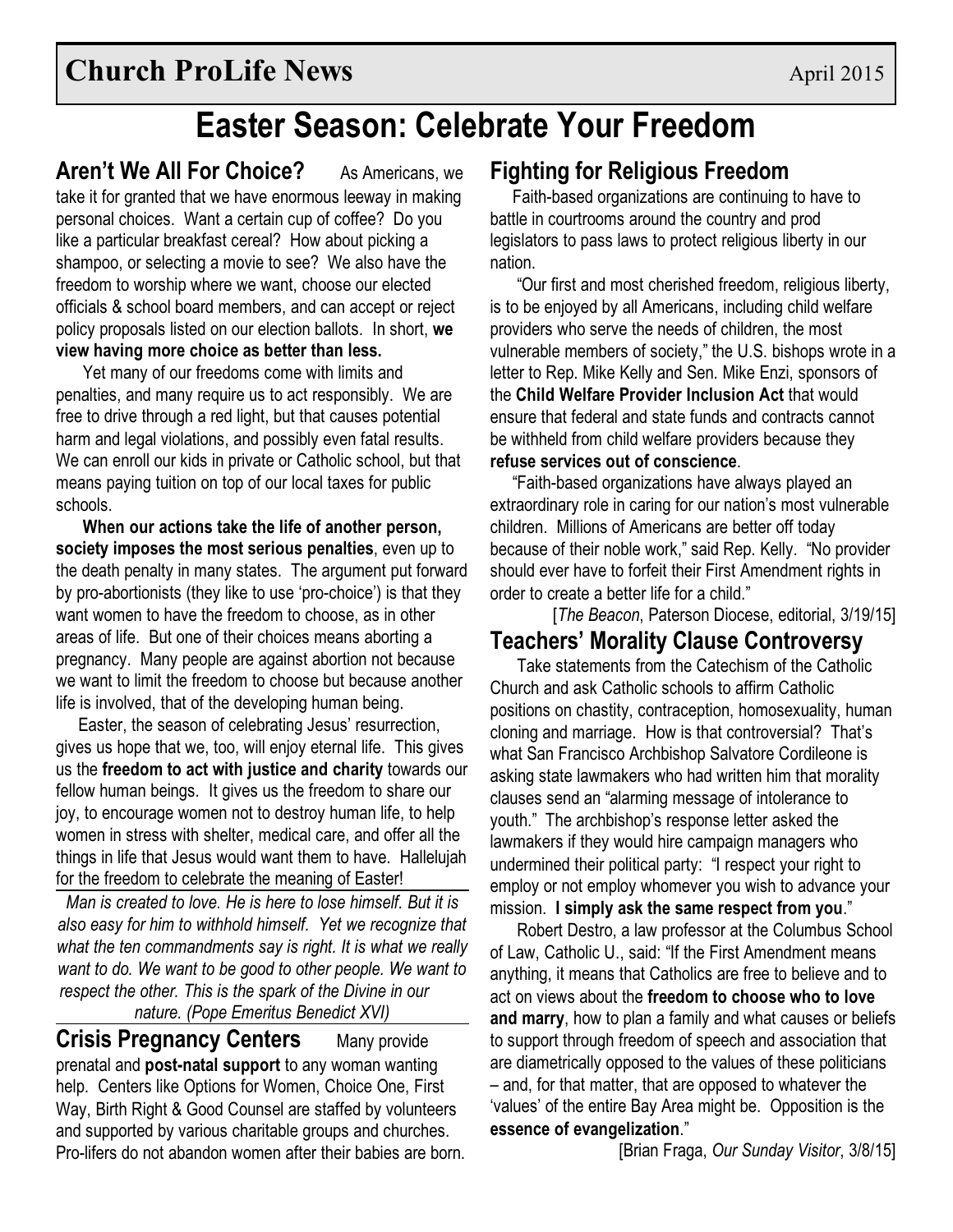**Church ProLife News** April 2015

# Easter Season: Celebrate Your Freedom

## Aren't We All For Choice?

As Americans, we take it for granted that we have enormous leeway in making personal choices. Want a certain cup of coffee? Do you like a particular breakfast cereal? How about picking a shampoo, or selecting a movie to see? We also have the freedom to worship where we want, choose our elected officials & school board members, and can accept or reject policy proposals listed on our election ballots. In short, **we view having more choice as better than less.**

Yet many of our freedoms come with limits and penalties, and many require us to act responsibly. We are free to drive through a red light, but that causes potential harm and legal violations, and possibly even fatal results. We can enroll our kids in private or Catholic school, but that means paying tuition on top of our local taxes for public schools.

**When our actions take the life of another person, society imposes the most serious penalties**, even up to the death penalty in many states. The argument put forward by pro-abortionists (they like to use 'pro-choice') is that they want women to have the freedom to choose, as in other areas of life. But one of their choices means aborting a pregnancy. Many people are against abortion not because we want to limit the freedom to choose but because another life is involved, that of the developing human being.

Easter, the season of celebrating Jesus' resurrection, gives us hope that we, too, will enjoy eternal life. This gives us the **freedom to act with justice and charity** towards our fellow human beings. It gives us the freedom to share our joy, to encourage women not to destroy human life, to help women in stress with shelter, medical care, and offer all the things in life that Jesus would want them to have. Hallelujah for the freedom to celebrate the meaning of Easter!

*Man is created to love. He is here to lose himself. But it is also easy for him to withhold himself. Yet we recognize that what the ten commandments say is right. It is what we really want to do. We want to be good to other people. We want to respect the other. This is the spark of the Divine in our nature. (Pope Emeritus Benedict XVI)*

## Crisis Pregnancy Centers

Many provide prenatal and **post-natal support** to any woman wanting help. Centers like Options for Women, Choice One, First Way, Birth Right & Good Counsel are staffed by volunteers and supported by various charitable groups and churches. Pro-lifers do not abandon women after their babies are born.

## Fighting for Religious Freedom

Faith-based organizations are continuing to have to battle in courtrooms around the country and prod legislators to pass laws to protect religious liberty in our nation.

"Our first and most cherished freedom, religious liberty, is to be enjoyed by all Americans, including child welfare providers who serve the needs of children, the most vulnerable members of society," the U.S. bishops wrote in a letter to Rep. Mike Kelly and Sen. Mike Enzi, sponsors of the **Child Welfare Provider Inclusion Act** that would ensure that federal and state funds and contracts cannot be withheld from child welfare providers because they **refuse services out of conscience**.

"Faith-based organizations have always played an extraordinary role in caring for our nation's most vulnerable children. Millions of Americans are better off today because of their noble work," said Rep. Kelly. "No provider should ever have to forfeit their First Amendment rights in order to create a better life for a child."

[*The Beacon*, Paterson Diocese, editorial, 3/19/15]

## Teachers' Morality Clause Controversy

Take statements from the Catechism of the Catholic Church and ask Catholic schools to affirm Catholic positions on chastity, contraception, homosexuality, human cloning and marriage. How is that controversial? That's what San Francisco Archbishop Salvatore Cordileone is asking state lawmakers who had written him that morality clauses send an "alarming message of intolerance to youth." The archbishop's response letter asked the lawmakers if they would hire campaign managers who undermined their political party: "I respect your right to employ or not employ whomever you wish to advance your mission. **I simply ask the same respect from you**."

Robert Destro, a law professor at the Columbus School of Law, Catholic U., said: "If the First Amendment means anything, it means that Catholics are free to believe and to act on views about the **freedom to choose who to love and marry**, how to plan a family and what causes or beliefs to support through freedom of speech and association that are diametrically opposed to the values of these politicians – and, for that matter, that are opposed to whatever the 'values' of the entire Bay Area might be. Opposition is the **essence of evangelization**."

[Brian Fraga, *Our Sunday Visitor*, 3/8/15]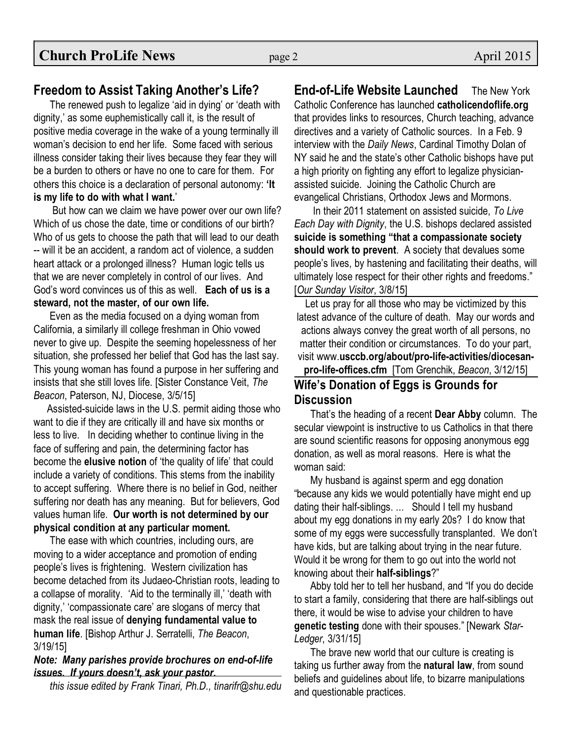## Freedom to Assist Taking Another's Life?

The renewed push to legalize 'aid in dying' or 'death with dignity,' as some euphemistically call it, is the result of positive media coverage in the wake of a young terminally ill woman's decision to end her life. Some faced with serious illness consider taking their lives because they fear they will be a burden to others or have no one to care for them. For others this choice is a declaration of personal autonomy: **'It is my life to do with what I want.'**

But how can we claim we have power over our own life? Which of us chose the date, time or conditions of our birth? Who of us gets to choose the path that will lead to our death -- will it be an accident, a random act of violence, a sudden heart attack or a prolonged illness? Human logic tells us that we are never completely in control of our lives. And God's word convinces us of this as well. **Each of us is a steward, not the master, of our own life.**

Even as the media focused on a dying woman from California, a similarly ill college freshman in Ohio vowed never to give up. Despite the seeming hopelessness of her situation, she professed her belief that God has the last say. This young woman has found a purpose in her suffering and insists that she still loves life. [Sister Constance Veit, *The Beacon*, Paterson, NJ, Diocese, 3/5/15]

Assisted-suicide laws in the U.S. permit aiding those who want to die if they are critically ill and have six months or less to live. In deciding whether to continue living in the face of suffering and pain, the determining factor has become the **elusive notion** of 'the quality of life' that could include a variety of conditions. This stems from the inability to accept suffering. Where there is no belief in God, neither suffering nor death has any meaning. But for believers, God values human life. **Our worth is not determined by our physical condition at any particular moment.**

The ease with which countries, including ours, are moving to a wider acceptance and promotion of ending people's lives is frightening. Western civilization has become detached from its Judaeo-Christian roots, leading to a collapse of morality. 'Aid to the terminally ill,' 'death with dignity,' 'compassionate care' are slogans of mercy that mask the real issue of **denying fundamental value to human life**. [Bishop Arthur J. Serratelli, *The Beacon*, 3/19/15]

***Note: Many parishes provide brochures on end-of-life issues. If yours doesn't, ask your pastor.***

*this issue edited by Frank Tinari, Ph.D., tinarifr@shu.edu*

## End-of-Life Website Launched

The New York Catholic Conference has launched **catholicendoflife.org** that provides links to resources, Church teaching, advance directives and a variety of Catholic sources. In a Feb. 9 interview with the *Daily News*, Cardinal Timothy Dolan of NY said he and the state's other Catholic bishops have put a high priority on fighting any effort to legalize physician-assisted suicide. Joining the Catholic Church are evangelical Christians, Orthodox Jews and Mormons.

In their 2011 statement on assisted suicide, *To Live Each Day with Dignity*, the U.S. bishops declared assisted **suicide is something "that a compassionate society should work to prevent**. A society that devalues some people's lives, by hastening and facilitating their deaths, will ultimately lose respect for their other rights and freedoms." [*Our Sunday Visitor*, 3/8/15]

Let us pray for all those who may be victimized by this latest advance of the culture of death. May our words and actions always convey the great worth of all persons, no matter their condition or circumstances. To do your part, visit www.**usccb.org/about/pro-life-activities/diocesan-pro-life-offices.cfm** [Tom Grenchik, *Beacon*, 3/12/15]

## Wife's Donation of Eggs is Grounds for Discussion

That's the heading of a recent **Dear Abby** column. The secular viewpoint is instructive to us Catholics in that there are sound scientific reasons for opposing anonymous egg donation, as well as moral reasons. Here is what the woman said:

My husband is against sperm and egg donation "because any kids we would potentially have might end up dating their half-siblings. ... Should I tell my husband about my egg donations in my early 20s? I do know that some of my eggs were successfully transplanted. We don't have kids, but are talking about trying in the near future. Would it be wrong for them to go out into the world not knowing about their **half-siblings**?"

Abby told her to tell her husband, and "If you do decide to start a family, considering that there are half-siblings out there, it would be wise to advise your children to have **genetic testing** done with their spouses." [Newark *Star-Ledger*, 3/31/15]

The brave new world that our culture is creating is taking us further away from the **natural law**, from sound beliefs and guidelines about life, to bizarre manipulations and questionable practices.